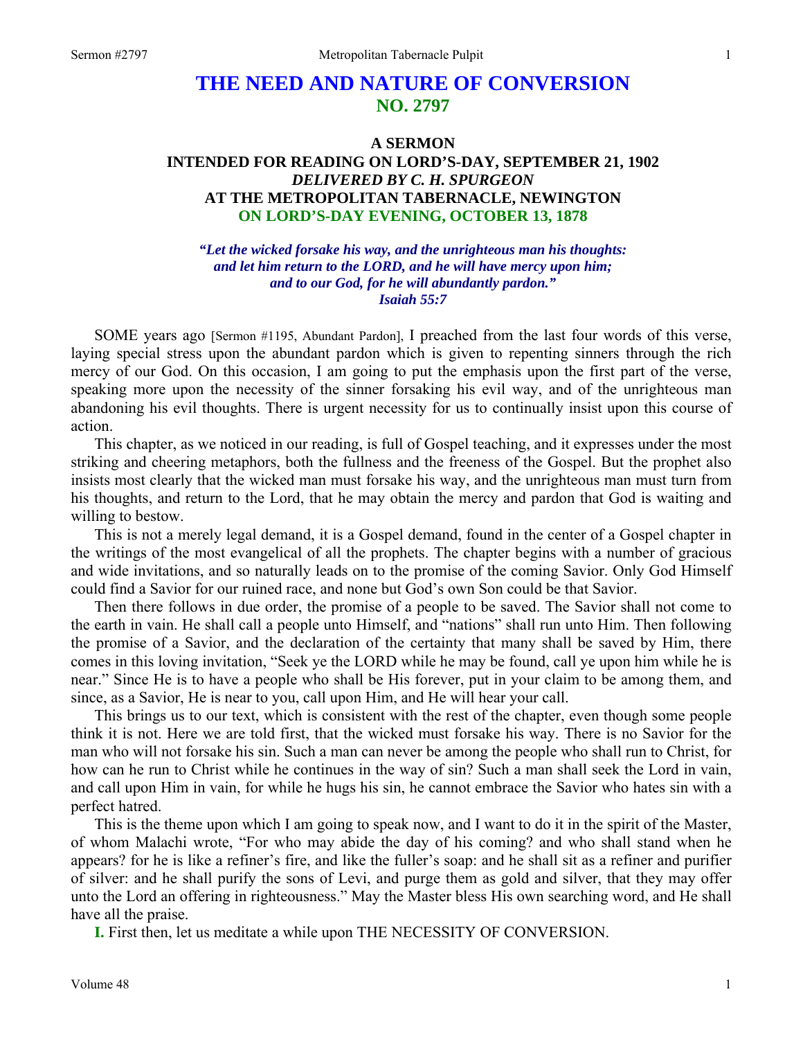# THE NEED AND NATURE OF CONVERSION
## NO. 2797

### A SERMON
### INTENDED FOR READING ON LORD'S-DAY, SEPTEMBER 21, 1902
### *DELIVERED BY C. H. SPURGEON*
### AT THE METROPOLITAN TABERNACLE, NEWINGTON
### ON LORD'S-DAY EVENING, OCTOBER 13, 1878

***"Let the wicked forsake his way, and the unrighteous man his thoughts: and let him return to the LORD, and he will have mercy upon him; and to our God, for he will abundantly pardon." Isaiah 55:7***

SOME years ago [Sermon #1195, Abundant Pardon], I preached from the last four words of this verse, laying special stress upon the abundant pardon which is given to repenting sinners through the rich mercy of our God. On this occasion, I am going to put the emphasis upon the first part of the verse, speaking more upon the necessity of the sinner forsaking his evil way, and of the unrighteous man abandoning his evil thoughts. There is urgent necessity for us to continually insist upon this course of action.

This chapter, as we noticed in our reading, is full of Gospel teaching, and it expresses under the most striking and cheering metaphors, both the fullness and the freeness of the Gospel. But the prophet also insists most clearly that the wicked man must forsake his way, and the unrighteous man must turn from his thoughts, and return to the Lord, that he may obtain the mercy and pardon that God is waiting and willing to bestow.

This is not a merely legal demand, it is a Gospel demand, found in the center of a Gospel chapter in the writings of the most evangelical of all the prophets. The chapter begins with a number of gracious and wide invitations, and so naturally leads on to the promise of the coming Savior. Only God Himself could find a Savior for our ruined race, and none but God's own Son could be that Savior.

Then there follows in due order, the promise of a people to be saved. The Savior shall not come to the earth in vain. He shall call a people unto Himself, and "nations" shall run unto Him. Then following the promise of a Savior, and the declaration of the certainty that many shall be saved by Him, there comes in this loving invitation, "Seek ye the LORD while he may be found, call ye upon him while he is near." Since He is to have a people who shall be His forever, put in your claim to be among them, and since, as a Savior, He is near to you, call upon Him, and He will hear your call.

This brings us to our text, which is consistent with the rest of the chapter, even though some people think it is not. Here we are told first, that the wicked must forsake his way. There is no Savior for the man who will not forsake his sin. Such a man can never be among the people who shall run to Christ, for how can he run to Christ while he continues in the way of sin? Such a man shall seek the Lord in vain, and call upon Him in vain, for while he hugs his sin, he cannot embrace the Savior who hates sin with a perfect hatred.

This is the theme upon which I am going to speak now, and I want to do it in the spirit of the Master, of whom Malachi wrote, "For who may abide the day of his coming? and who shall stand when he appears? for he is like a refiner's fire, and like the fuller's soap: and he shall sit as a refiner and purifier of silver: and he shall purify the sons of Levi, and purge them as gold and silver, that they may offer unto the Lord an offering in righteousness." May the Master bless His own searching word, and He shall have all the praise.

**I.** First then, let us meditate a while upon THE NECESSITY OF CONVERSION.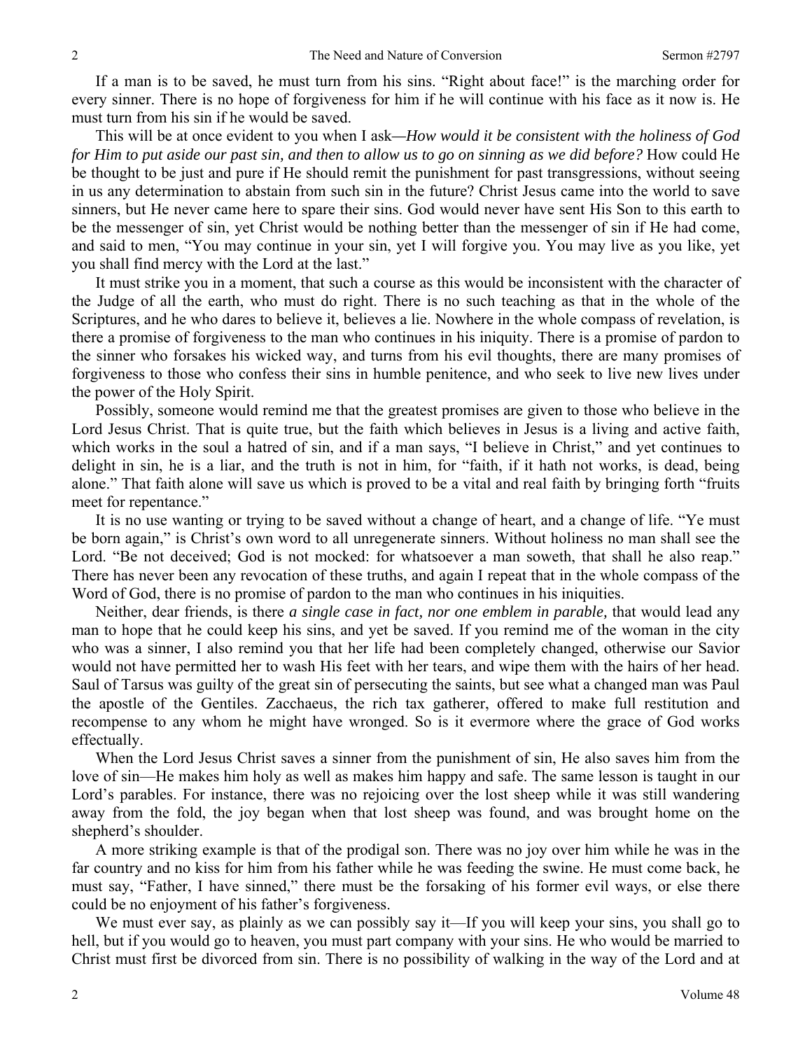If a man is to be saved, he must turn from his sins. "Right about face!" is the marching order for every sinner. There is no hope of forgiveness for him if he will continue with his face as it now is. He must turn from his sin if he would be saved.

This will be at once evident to you when I ask—*How would it be consistent with the holiness of God for Him to put aside our past sin, and then to allow us to go on sinning as we did before?* How could He be thought to be just and pure if He should remit the punishment for past transgressions, without seeing in us any determination to abstain from such sin in the future? Christ Jesus came into the world to save sinners, but He never came here to spare their sins. God would never have sent His Son to this earth to be the messenger of sin, yet Christ would be nothing better than the messenger of sin if He had come, and said to men, "You may continue in your sin, yet I will forgive you. You may live as you like, yet you shall find mercy with the Lord at the last."

It must strike you in a moment, that such a course as this would be inconsistent with the character of the Judge of all the earth, who must do right. There is no such teaching as that in the whole of the Scriptures, and he who dares to believe it, believes a lie. Nowhere in the whole compass of revelation, is there a promise of forgiveness to the man who continues in his iniquity. There is a promise of pardon to the sinner who forsakes his wicked way, and turns from his evil thoughts, there are many promises of forgiveness to those who confess their sins in humble penitence, and who seek to live new lives under the power of the Holy Spirit.

Possibly, someone would remind me that the greatest promises are given to those who believe in the Lord Jesus Christ. That is quite true, but the faith which believes in Jesus is a living and active faith, which works in the soul a hatred of sin, and if a man says, "I believe in Christ," and yet continues to delight in sin, he is a liar, and the truth is not in him, for "faith, if it hath not works, is dead, being alone." That faith alone will save us which is proved to be a vital and real faith by bringing forth "fruits meet for repentance."

It is no use wanting or trying to be saved without a change of heart, and a change of life. "Ye must be born again," is Christ's own word to all unregenerate sinners. Without holiness no man shall see the Lord. "Be not deceived; God is not mocked: for whatsoever a man soweth, that shall he also reap." There has never been any revocation of these truths, and again I repeat that in the whole compass of the Word of God, there is no promise of pardon to the man who continues in his iniquities.

Neither, dear friends, is there *a single case in fact, nor one emblem in parable,* that would lead any man to hope that he could keep his sins, and yet be saved. If you remind me of the woman in the city who was a sinner, I also remind you that her life had been completely changed, otherwise our Savior would not have permitted her to wash His feet with her tears, and wipe them with the hairs of her head. Saul of Tarsus was guilty of the great sin of persecuting the saints, but see what a changed man was Paul the apostle of the Gentiles. Zacchaeus, the rich tax gatherer, offered to make full restitution and recompense to any whom he might have wronged. So is it evermore where the grace of God works effectually.

When the Lord Jesus Christ saves a sinner from the punishment of sin, He also saves him from the love of sin—He makes him holy as well as makes him happy and safe. The same lesson is taught in our Lord's parables. For instance, there was no rejoicing over the lost sheep while it was still wandering away from the fold, the joy began when that lost sheep was found, and was brought home on the shepherd's shoulder.

A more striking example is that of the prodigal son. There was no joy over him while he was in the far country and no kiss for him from his father while he was feeding the swine. He must come back, he must say, "Father, I have sinned," there must be the forsaking of his former evil ways, or else there could be no enjoyment of his father's forgiveness.

We must ever say, as plainly as we can possibly say it—If you will keep your sins, you shall go to hell, but if you would go to heaven, you must part company with your sins. He who would be married to Christ must first be divorced from sin. There is no possibility of walking in the way of the Lord and at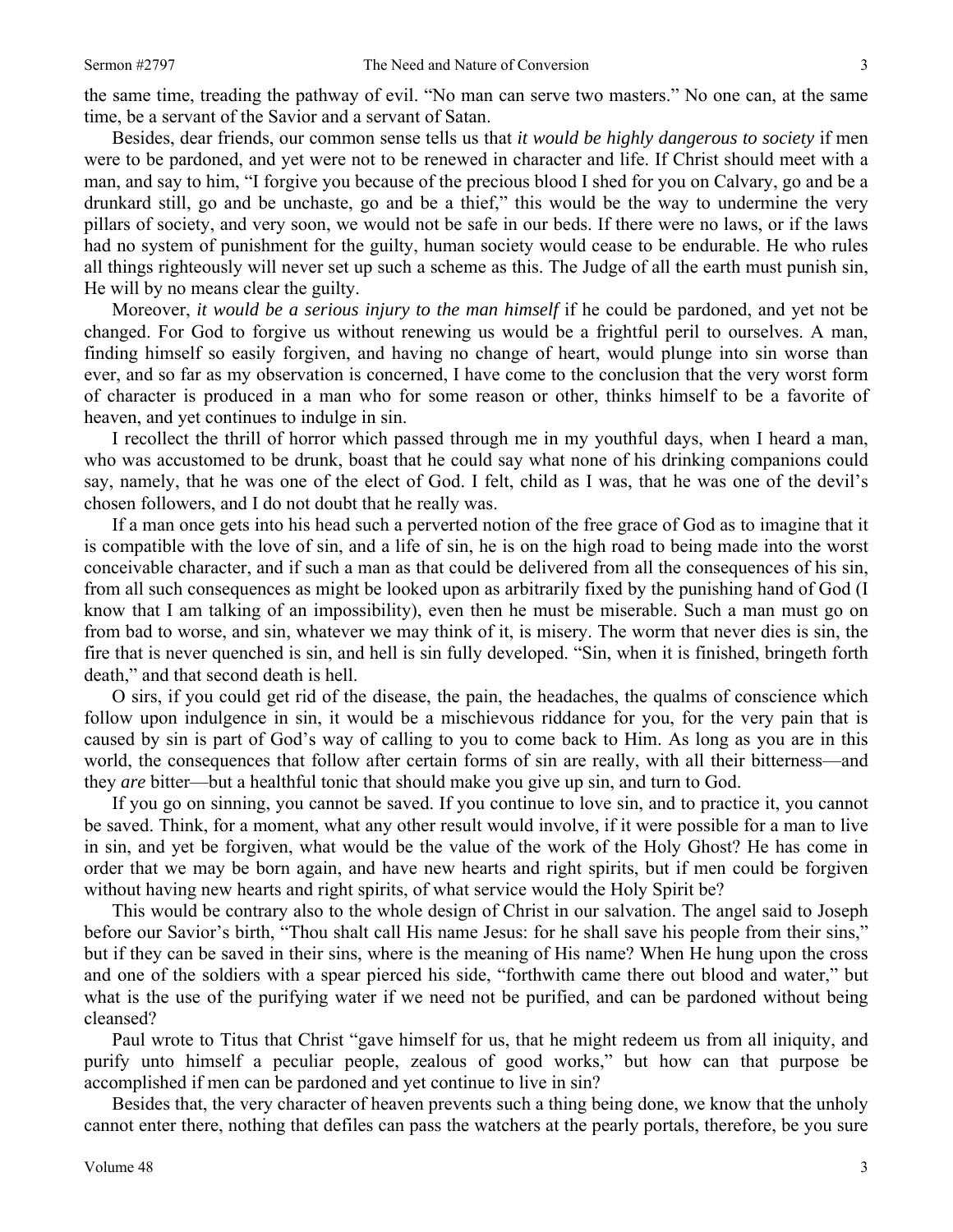the same time, treading the pathway of evil. "No man can serve two masters." No one can, at the same time, be a servant of the Savior and a servant of Satan.

Besides, dear friends, our common sense tells us that *it would be highly dangerous to society* if men were to be pardoned, and yet were not to be renewed in character and life. If Christ should meet with a man, and say to him, "I forgive you because of the precious blood I shed for you on Calvary, go and be a drunkard still, go and be unchaste, go and be a thief," this would be the way to undermine the very pillars of society, and very soon, we would not be safe in our beds. If there were no laws, or if the laws had no system of punishment for the guilty, human society would cease to be endurable. He who rules all things righteously will never set up such a scheme as this. The Judge of all the earth must punish sin, He will by no means clear the guilty.

Moreover, *it would be a serious injury to the man himself* if he could be pardoned, and yet not be changed. For God to forgive us without renewing us would be a frightful peril to ourselves. A man, finding himself so easily forgiven, and having no change of heart, would plunge into sin worse than ever, and so far as my observation is concerned, I have come to the conclusion that the very worst form of character is produced in a man who for some reason or other, thinks himself to be a favorite of heaven, and yet continues to indulge in sin.

I recollect the thrill of horror which passed through me in my youthful days, when I heard a man, who was accustomed to be drunk, boast that he could say what none of his drinking companions could say, namely, that he was one of the elect of God. I felt, child as I was, that he was one of the devil's chosen followers, and I do not doubt that he really was.

If a man once gets into his head such a perverted notion of the free grace of God as to imagine that it is compatible with the love of sin, and a life of sin, he is on the high road to being made into the worst conceivable character, and if such a man as that could be delivered from all the consequences of his sin, from all such consequences as might be looked upon as arbitrarily fixed by the punishing hand of God (I know that I am talking of an impossibility), even then he must be miserable. Such a man must go on from bad to worse, and sin, whatever we may think of it, is misery. The worm that never dies is sin, the fire that is never quenched is sin, and hell is sin fully developed. "Sin, when it is finished, bringeth forth death," and that second death is hell.

O sirs, if you could get rid of the disease, the pain, the headaches, the qualms of conscience which follow upon indulgence in sin, it would be a mischievous riddance for you, for the very pain that is caused by sin is part of God's way of calling to you to come back to Him. As long as you are in this world, the consequences that follow after certain forms of sin are really, with all their bitterness—and they *are* bitter—but a healthful tonic that should make you give up sin, and turn to God.

If you go on sinning, you cannot be saved. If you continue to love sin, and to practice it, you cannot be saved. Think, for a moment, what any other result would involve, if it were possible for a man to live in sin, and yet be forgiven, what would be the value of the work of the Holy Ghost? He has come in order that we may be born again, and have new hearts and right spirits, but if men could be forgiven without having new hearts and right spirits, of what service would the Holy Spirit be?

This would be contrary also to the whole design of Christ in our salvation. The angel said to Joseph before our Savior's birth, "Thou shalt call His name Jesus: for he shall save his people from their sins," but if they can be saved in their sins, where is the meaning of His name? When He hung upon the cross and one of the soldiers with a spear pierced his side, "forthwith came there out blood and water," but what is the use of the purifying water if we need not be purified, and can be pardoned without being cleansed?

Paul wrote to Titus that Christ "gave himself for us, that he might redeem us from all iniquity, and purify unto himself a peculiar people, zealous of good works," but how can that purpose be accomplished if men can be pardoned and yet continue to live in sin?

Besides that, the very character of heaven prevents such a thing being done, we know that the unholy cannot enter there, nothing that defiles can pass the watchers at the pearly portals, therefore, be you sure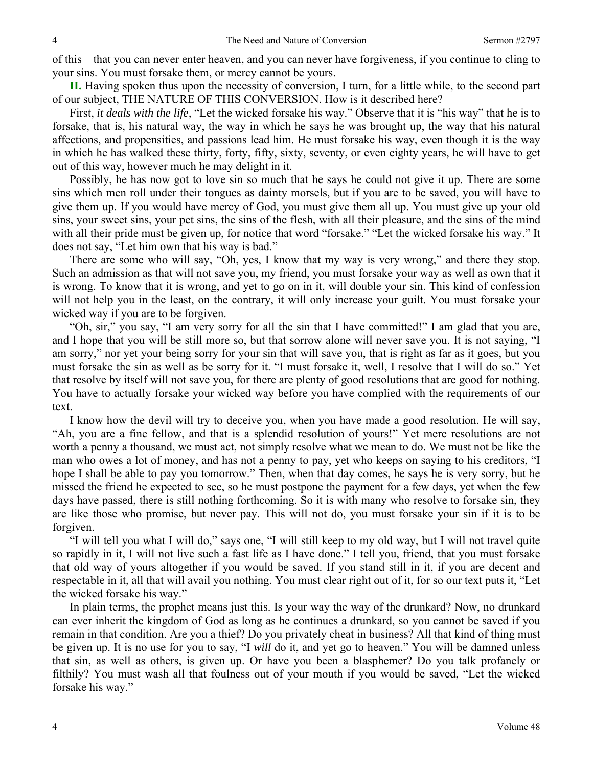of this—that you can never enter heaven, and you can never have forgiveness, if you continue to cling to your sins. You must forsake them, or mercy cannot be yours.

**II.** Having spoken thus upon the necessity of conversion, I turn, for a little while, to the second part of our subject, THE NATURE OF THIS CONVERSION. How is it described here?

First, *it deals with the life,* "Let the wicked forsake his way." Observe that it is "his way" that he is to forsake, that is, his natural way, the way in which he says he was brought up, the way that his natural affections, and propensities, and passions lead him. He must forsake his way, even though it is the way in which he has walked these thirty, forty, fifty, sixty, seventy, or even eighty years, he will have to get out of this way, however much he may delight in it.

Possibly, he has now got to love sin so much that he says he could not give it up. There are some sins which men roll under their tongues as dainty morsels, but if you are to be saved, you will have to give them up. If you would have mercy of God, you must give them all up. You must give up your old sins, your sweet sins, your pet sins, the sins of the flesh, with all their pleasure, and the sins of the mind with all their pride must be given up, for notice that word "forsake." "Let the wicked forsake his way." It does not say, "Let him own that his way is bad."

There are some who will say, "Oh, yes, I know that my way is very wrong," and there they stop. Such an admission as that will not save you, my friend, you must forsake your way as well as own that it is wrong. To know that it is wrong, and yet to go on in it, will double your sin. This kind of confession will not help you in the least, on the contrary, it will only increase your guilt. You must forsake your wicked way if you are to be forgiven.

"Oh, sir," you say, "I am very sorry for all the sin that I have committed!" I am glad that you are, and I hope that you will be still more so, but that sorrow alone will never save you. It is not saying, "I am sorry," nor yet your being sorry for your sin that will save you, that is right as far as it goes, but you must forsake the sin as well as be sorry for it. "I must forsake it, well, I resolve that I will do so." Yet that resolve by itself will not save you, for there are plenty of good resolutions that are good for nothing. You have to actually forsake your wicked way before you have complied with the requirements of our text.

I know how the devil will try to deceive you, when you have made a good resolution. He will say, "Ah, you are a fine fellow, and that is a splendid resolution of yours!" Yet mere resolutions are not worth a penny a thousand, we must act, not simply resolve what we mean to do. We must not be like the man who owes a lot of money, and has not a penny to pay, yet who keeps on saying to his creditors, "I hope I shall be able to pay you tomorrow." Then, when that day comes, he says he is very sorry, but he missed the friend he expected to see, so he must postpone the payment for a few days, yet when the few days have passed, there is still nothing forthcoming. So it is with many who resolve to forsake sin, they are like those who promise, but never pay. This will not do, you must forsake your sin if it is to be forgiven.

"I will tell you what I will do," says one, "I will still keep to my old way, but I will not travel quite so rapidly in it, I will not live such a fast life as I have done." I tell you, friend, that you must forsake that old way of yours altogether if you would be saved. If you stand still in it, if you are decent and respectable in it, all that will avail you nothing. You must clear right out of it, for so our text puts it, "Let the wicked forsake his way."

In plain terms, the prophet means just this. Is your way the way of the drunkard? Now, no drunkard can ever inherit the kingdom of God as long as he continues a drunkard, so you cannot be saved if you remain in that condition. Are you a thief? Do you privately cheat in business? All that kind of thing must be given up. It is no use for you to say, "I *will* do it, and yet go to heaven." You will be damned unless that sin, as well as others, is given up. Or have you been a blasphemer? Do you talk profanely or filthily? You must wash all that foulness out of your mouth if you would be saved, "Let the wicked forsake his way."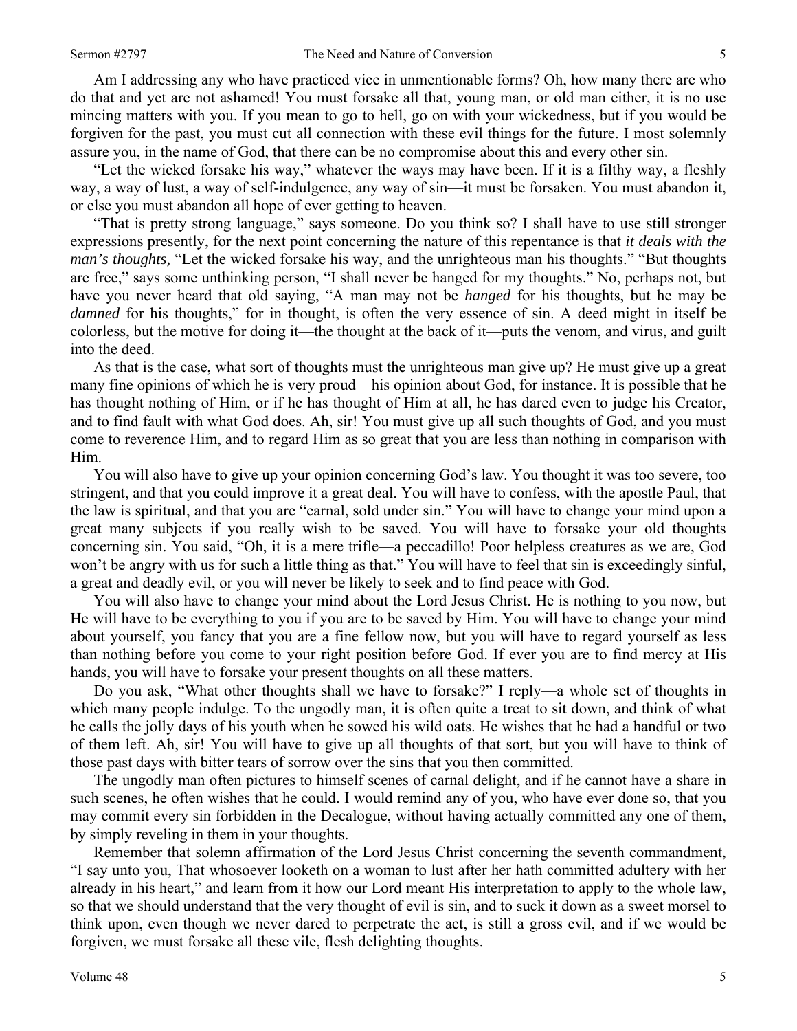Am I addressing any who have practiced vice in unmentionable forms? Oh, how many there are who do that and yet are not ashamed! You must forsake all that, young man, or old man either, it is no use mincing matters with you. If you mean to go to hell, go on with your wickedness, but if you would be forgiven for the past, you must cut all connection with these evil things for the future. I most solemnly assure you, in the name of God, that there can be no compromise about this and every other sin.

"Let the wicked forsake his way," whatever the ways may have been. If it is a filthy way, a fleshly way, a way of lust, a way of self-indulgence, any way of sin—it must be forsaken. You must abandon it, or else you must abandon all hope of ever getting to heaven.

"That is pretty strong language," says someone. Do you think so? I shall have to use still stronger expressions presently, for the next point concerning the nature of this repentance is that *it deals with the man's thoughts,* "Let the wicked forsake his way, and the unrighteous man his thoughts." "But thoughts are free," says some unthinking person, "I shall never be hanged for my thoughts." No, perhaps not, but have you never heard that old saying, "A man may not be *hanged* for his thoughts, but he may be *damned* for his thoughts," for in thought, is often the very essence of sin. A deed might in itself be colorless, but the motive for doing it—the thought at the back of it—puts the venom, and virus, and guilt into the deed.

As that is the case, what sort of thoughts must the unrighteous man give up? He must give up a great many fine opinions of which he is very proud—his opinion about God, for instance. It is possible that he has thought nothing of Him, or if he has thought of Him at all, he has dared even to judge his Creator, and to find fault with what God does. Ah, sir! You must give up all such thoughts of God, and you must come to reverence Him, and to regard Him as so great that you are less than nothing in comparison with Him.

You will also have to give up your opinion concerning God's law. You thought it was too severe, too stringent, and that you could improve it a great deal. You will have to confess, with the apostle Paul, that the law is spiritual, and that you are "carnal, sold under sin." You will have to change your mind upon a great many subjects if you really wish to be saved. You will have to forsake your old thoughts concerning sin. You said, "Oh, it is a mere trifle—a peccadillo! Poor helpless creatures as we are, God won't be angry with us for such a little thing as that." You will have to feel that sin is exceedingly sinful, a great and deadly evil, or you will never be likely to seek and to find peace with God.

You will also have to change your mind about the Lord Jesus Christ. He is nothing to you now, but He will have to be everything to you if you are to be saved by Him. You will have to change your mind about yourself, you fancy that you are a fine fellow now, but you will have to regard yourself as less than nothing before you come to your right position before God. If ever you are to find mercy at His hands, you will have to forsake your present thoughts on all these matters.

Do you ask, "What other thoughts shall we have to forsake?" I reply—a whole set of thoughts in which many people indulge. To the ungodly man, it is often quite a treat to sit down, and think of what he calls the jolly days of his youth when he sowed his wild oats. He wishes that he had a handful or two of them left. Ah, sir! You will have to give up all thoughts of that sort, but you will have to think of those past days with bitter tears of sorrow over the sins that you then committed.

The ungodly man often pictures to himself scenes of carnal delight, and if he cannot have a share in such scenes, he often wishes that he could. I would remind any of you, who have ever done so, that you may commit every sin forbidden in the Decalogue, without having actually committed any one of them, by simply reveling in them in your thoughts.

Remember that solemn affirmation of the Lord Jesus Christ concerning the seventh commandment, "I say unto you, That whosoever looketh on a woman to lust after her hath committed adultery with her already in his heart," and learn from it how our Lord meant His interpretation to apply to the whole law, so that we should understand that the very thought of evil is sin, and to suck it down as a sweet morsel to think upon, even though we never dared to perpetrate the act, is still a gross evil, and if we would be forgiven, we must forsake all these vile, flesh delighting thoughts.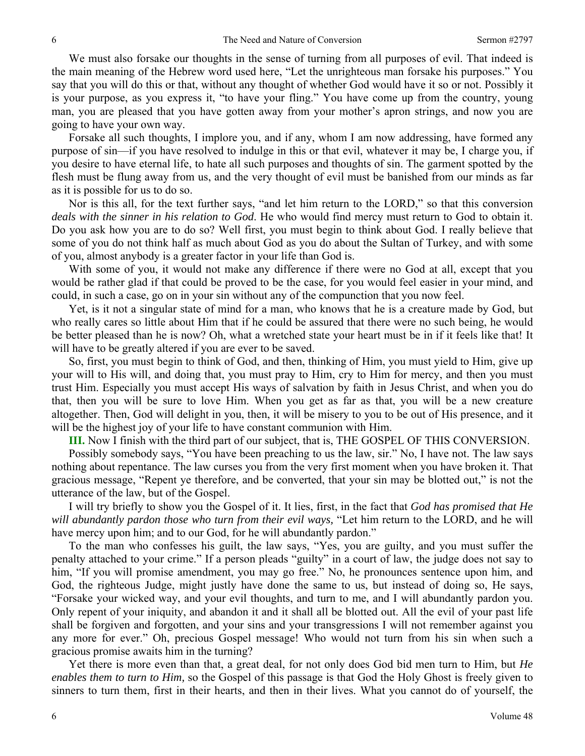We must also forsake our thoughts in the sense of turning from all purposes of evil. That indeed is the main meaning of the Hebrew word used here, "Let the unrighteous man forsake his purposes." You say that you will do this or that, without any thought of whether God would have it so or not. Possibly it is your purpose, as you express it, "to have your fling." You have come up from the country, young man, you are pleased that you have gotten away from your mother's apron strings, and now you are going to have your own way.

Forsake all such thoughts, I implore you, and if any, whom I am now addressing, have formed any purpose of sin—if you have resolved to indulge in this or that evil, whatever it may be, I charge you, if you desire to have eternal life, to hate all such purposes and thoughts of sin. The garment spotted by the flesh must be flung away from us, and the very thought of evil must be banished from our minds as far as it is possible for us to do so.

Nor is this all, for the text further says, "and let him return to the LORD," so that this conversion *deals with the sinner in his relation to God*. He who would find mercy must return to God to obtain it. Do you ask how you are to do so? Well first, you must begin to think about God. I really believe that some of you do not think half as much about God as you do about the Sultan of Turkey, and with some of you, almost anybody is a greater factor in your life than God is.

With some of you, it would not make any difference if there were no God at all, except that you would be rather glad if that could be proved to be the case, for you would feel easier in your mind, and could, in such a case, go on in your sin without any of the compunction that you now feel.

Yet, is it not a singular state of mind for a man, who knows that he is a creature made by God, but who really cares so little about Him that if he could be assured that there were no such being, he would be better pleased than he is now? Oh, what a wretched state your heart must be in if it feels like that! It will have to be greatly altered if you are ever to be saved.

So, first, you must begin to think of God, and then, thinking of Him, you must yield to Him, give up your will to His will, and doing that, you must pray to Him, cry to Him for mercy, and then you must trust Him. Especially you must accept His ways of salvation by faith in Jesus Christ, and when you do that, then you will be sure to love Him. When you get as far as that, you will be a new creature altogether. Then, God will delight in you, then, it will be misery to you to be out of His presence, and it will be the highest joy of your life to have constant communion with Him.

**III.** Now I finish with the third part of our subject, that is, THE GOSPEL OF THIS CONVERSION.

Possibly somebody says, "You have been preaching to us the law, sir." No, I have not. The law says nothing about repentance. The law curses you from the very first moment when you have broken it. That gracious message, "Repent ye therefore, and be converted, that your sin may be blotted out," is not the utterance of the law, but of the Gospel.

I will try briefly to show you the Gospel of it. It lies, first, in the fact that *God has promised that He will abundantly pardon those who turn from their evil ways,* "Let him return to the LORD, and he will have mercy upon him; and to our God, for he will abundantly pardon."

To the man who confesses his guilt, the law says, "Yes, you are guilty, and you must suffer the penalty attached to your crime." If a person pleads "guilty" in a court of law, the judge does not say to him, "If you will promise amendment, you may go free." No, he pronounces sentence upon him, and God, the righteous Judge, might justly have done the same to us, but instead of doing so, He says, "Forsake your wicked way, and your evil thoughts, and turn to me, and I will abundantly pardon you. Only repent of your iniquity, and abandon it and it shall all be blotted out. All the evil of your past life shall be forgiven and forgotten, and your sins and your transgressions I will not remember against you any more for ever." Oh, precious Gospel message! Who would not turn from his sin when such a gracious promise awaits him in the turning?

Yet there is more even than that, a great deal, for not only does God bid men turn to Him, but *He enables them to turn to Him,* so the Gospel of this passage is that God the Holy Ghost is freely given to sinners to turn them, first in their hearts, and then in their lives. What you cannot do of yourself, the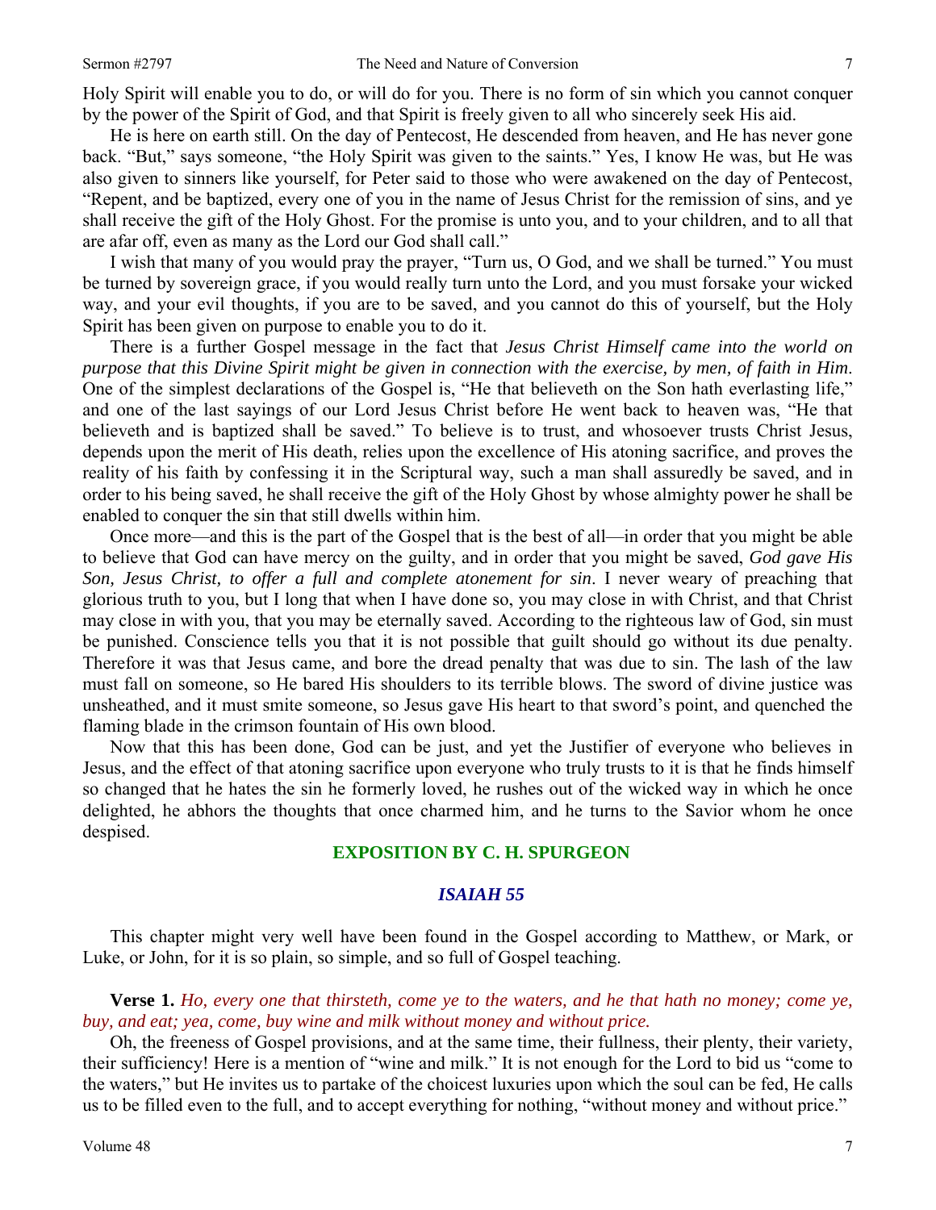Holy Spirit will enable you to do, or will do for you. There is no form of sin which you cannot conquer by the power of the Spirit of God, and that Spirit is freely given to all who sincerely seek His aid.

He is here on earth still. On the day of Pentecost, He descended from heaven, and He has never gone back. "But," says someone, "the Holy Spirit was given to the saints." Yes, I know He was, but He was also given to sinners like yourself, for Peter said to those who were awakened on the day of Pentecost, "Repent, and be baptized, every one of you in the name of Jesus Christ for the remission of sins, and ye shall receive the gift of the Holy Ghost. For the promise is unto you, and to your children, and to all that are afar off, even as many as the Lord our God shall call."

I wish that many of you would pray the prayer, "Turn us, O God, and we shall be turned." You must be turned by sovereign grace, if you would really turn unto the Lord, and you must forsake your wicked way, and your evil thoughts, if you are to be saved, and you cannot do this of yourself, but the Holy Spirit has been given on purpose to enable you to do it.

There is a further Gospel message in the fact that *Jesus Christ Himself came into the world on purpose that this Divine Spirit might be given in connection with the exercise, by men, of faith in Him*. One of the simplest declarations of the Gospel is, "He that believeth on the Son hath everlasting life," and one of the last sayings of our Lord Jesus Christ before He went back to heaven was, "He that believeth and is baptized shall be saved." To believe is to trust, and whosoever trusts Christ Jesus, depends upon the merit of His death, relies upon the excellence of His atoning sacrifice, and proves the reality of his faith by confessing it in the Scriptural way, such a man shall assuredly be saved, and in order to his being saved, he shall receive the gift of the Holy Ghost by whose almighty power he shall be enabled to conquer the sin that still dwells within him.

Once more—and this is the part of the Gospel that is the best of all—in order that you might be able to believe that God can have mercy on the guilty, and in order that you might be saved, *God gave His Son, Jesus Christ, to offer a full and complete atonement for sin*. I never weary of preaching that glorious truth to you, but I long that when I have done so, you may close in with Christ, and that Christ may close in with you, that you may be eternally saved. According to the righteous law of God, sin must be punished. Conscience tells you that it is not possible that guilt should go without its due penalty. Therefore it was that Jesus came, and bore the dread penalty that was due to sin. The lash of the law must fall on someone, so He bared His shoulders to its terrible blows. The sword of divine justice was unsheathed, and it must smite someone, so Jesus gave His heart to that sword's point, and quenched the flaming blade in the crimson fountain of His own blood.

Now that this has been done, God can be just, and yet the Justifier of everyone who believes in Jesus, and the effect of that atoning sacrifice upon everyone who truly trusts to it is that he finds himself so changed that he hates the sin he formerly loved, he rushes out of the wicked way in which he once delighted, he abhors the thoughts that once charmed him, and he turns to the Savior whom he once despised.

## EXPOSITION BY C. H. SPURGEON

### *ISAIAH 55*

This chapter might very well have been found in the Gospel according to Matthew, or Mark, or Luke, or John, for it is so plain, so simple, and so full of Gospel teaching.

**Verse 1.** *Ho, every one that thirsteth, come ye to the waters, and he that hath no money; come ye, buy, and eat; yea, come, buy wine and milk without money and without price.*

Oh, the freeness of Gospel provisions, and at the same time, their fullness, their plenty, their variety, their sufficiency! Here is a mention of "wine and milk." It is not enough for the Lord to bid us "come to the waters," but He invites us to partake of the choicest luxuries upon which the soul can be fed, He calls us to be filled even to the full, and to accept everything for nothing, "without money and without price."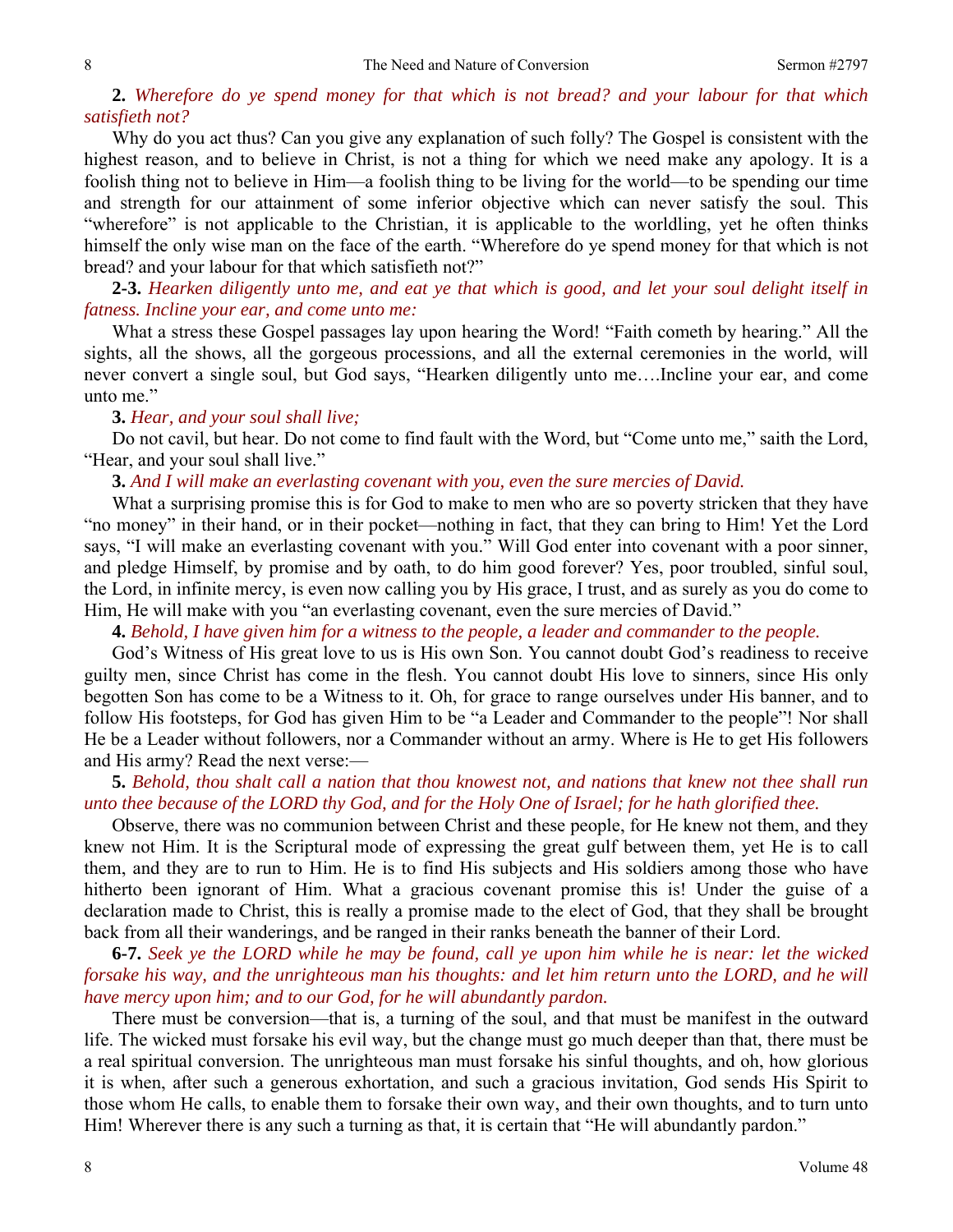**2.** *Wherefore do ye spend money for that which is not bread? and your labour for that which satisfieth not?*

Why do you act thus? Can you give any explanation of such folly? The Gospel is consistent with the highest reason, and to believe in Christ, is not a thing for which we need make any apology. It is a foolish thing not to believe in Him—a foolish thing to be living for the world—to be spending our time and strength for our attainment of some inferior objective which can never satisfy the soul. This "wherefore" is not applicable to the Christian, it is applicable to the worldling, yet he often thinks himself the only wise man on the face of the earth. "Wherefore do ye spend money for that which is not bread? and your labour for that which satisfieth not?"

**2-3.** *Hearken diligently unto me, and eat ye that which is good, and let your soul delight itself in fatness. Incline your ear, and come unto me:*

What a stress these Gospel passages lay upon hearing the Word! "Faith cometh by hearing." All the sights, all the shows, all the gorgeous processions, and all the external ceremonies in the world, will never convert a single soul, but God says, "Hearken diligently unto me….Incline your ear, and come unto me."

**3.** *Hear, and your soul shall live;*

Do not cavil, but hear. Do not come to find fault with the Word, but "Come unto me," saith the Lord, "Hear, and your soul shall live."

**3.** *And I will make an everlasting covenant with you, even the sure mercies of David.*

What a surprising promise this is for God to make to men who are so poverty stricken that they have "no money" in their hand, or in their pocket—nothing in fact, that they can bring to Him! Yet the Lord says, "I will make an everlasting covenant with you." Will God enter into covenant with a poor sinner, and pledge Himself, by promise and by oath, to do him good forever? Yes, poor troubled, sinful soul, the Lord, in infinite mercy, is even now calling you by His grace, I trust, and as surely as you do come to Him, He will make with you "an everlasting covenant, even the sure mercies of David."

**4.** *Behold, I have given him for a witness to the people, a leader and commander to the people.*

God's Witness of His great love to us is His own Son. You cannot doubt God's readiness to receive guilty men, since Christ has come in the flesh. You cannot doubt His love to sinners, since His only begotten Son has come to be a Witness to it. Oh, for grace to range ourselves under His banner, and to follow His footsteps, for God has given Him to be "a Leader and Commander to the people"! Nor shall He be a Leader without followers, nor a Commander without an army. Where is He to get His followers and His army? Read the next verse:—

**5.** *Behold, thou shalt call a nation that thou knowest not, and nations that knew not thee shall run unto thee because of the LORD thy God, and for the Holy One of Israel; for he hath glorified thee.*

Observe, there was no communion between Christ and these people, for He knew not them, and they knew not Him. It is the Scriptural mode of expressing the great gulf between them, yet He is to call them, and they are to run to Him. He is to find His subjects and His soldiers among those who have hitherto been ignorant of Him. What a gracious covenant promise this is! Under the guise of a declaration made to Christ, this is really a promise made to the elect of God, that they shall be brought back from all their wanderings, and be ranged in their ranks beneath the banner of their Lord.

**6-7.** *Seek ye the LORD while he may be found, call ye upon him while he is near: let the wicked forsake his way, and the unrighteous man his thoughts: and let him return unto the LORD, and he will have mercy upon him; and to our God, for he will abundantly pardon.*

There must be conversion—that is, a turning of the soul, and that must be manifest in the outward life. The wicked must forsake his evil way, but the change must go much deeper than that, there must be a real spiritual conversion. The unrighteous man must forsake his sinful thoughts, and oh, how glorious it is when, after such a generous exhortation, and such a gracious invitation, God sends His Spirit to those whom He calls, to enable them to forsake their own way, and their own thoughts, and to turn unto Him! Wherever there is any such a turning as that, it is certain that "He will abundantly pardon."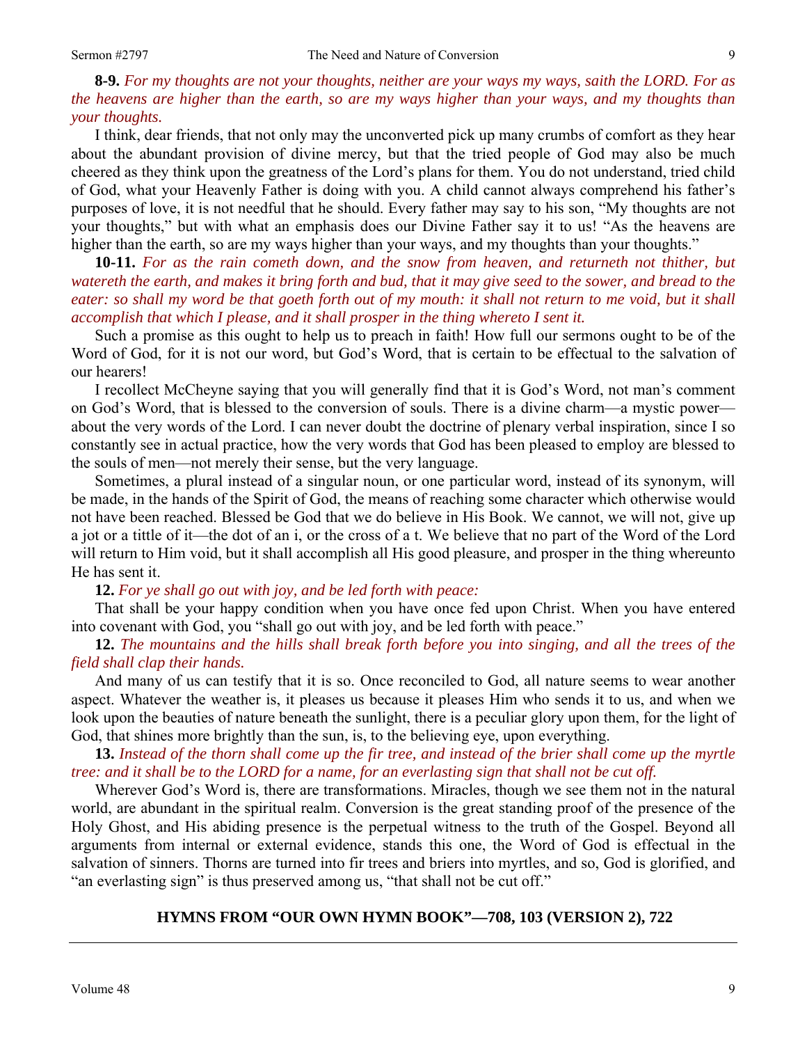**8-9.** *For my thoughts are not your thoughts, neither are your ways my ways, saith the LORD. For as the heavens are higher than the earth, so are my ways higher than your ways, and my thoughts than your thoughts.*

I think, dear friends, that not only may the unconverted pick up many crumbs of comfort as they hear about the abundant provision of divine mercy, but that the tried people of God may also be much cheered as they think upon the greatness of the Lord's plans for them. You do not understand, tried child of God, what your Heavenly Father is doing with you. A child cannot always comprehend his father's purposes of love, it is not needful that he should. Every father may say to his son, "My thoughts are not your thoughts," but with what an emphasis does our Divine Father say it to us! "As the heavens are higher than the earth, so are my ways higher than your ways, and my thoughts than your thoughts."

**10-11.** *For as the rain cometh down, and the snow from heaven, and returneth not thither, but watereth the earth, and makes it bring forth and bud, that it may give seed to the sower, and bread to the eater: so shall my word be that goeth forth out of my mouth: it shall not return to me void, but it shall accomplish that which I please, and it shall prosper in the thing whereto I sent it.*

Such a promise as this ought to help us to preach in faith! How full our sermons ought to be of the Word of God, for it is not our word, but God's Word, that is certain to be effectual to the salvation of our hearers!

I recollect McCheyne saying that you will generally find that it is God's Word, not man's comment on God's Word, that is blessed to the conversion of souls. There is a divine charm—a mystic power—about the very words of the Lord. I can never doubt the doctrine of plenary verbal inspiration, since I so constantly see in actual practice, how the very words that God has been pleased to employ are blessed to the souls of men—not merely their sense, but the very language.

Sometimes, a plural instead of a singular noun, or one particular word, instead of its synonym, will be made, in the hands of the Spirit of God, the means of reaching some character which otherwise would not have been reached. Blessed be God that we do believe in His Book. We cannot, we will not, give up a jot or a tittle of it—the dot of an i, or the cross of a t. We believe that no part of the Word of the Lord will return to Him void, but it shall accomplish all His good pleasure, and prosper in the thing whereunto He has sent it.

**12.** *For ye shall go out with joy, and be led forth with peace:*

That shall be your happy condition when you have once fed upon Christ. When you have entered into covenant with God, you "shall go out with joy, and be led forth with peace."

**12.** *The mountains and the hills shall break forth before you into singing, and all the trees of the field shall clap their hands.*

And many of us can testify that it is so. Once reconciled to God, all nature seems to wear another aspect. Whatever the weather is, it pleases us because it pleases Him who sends it to us, and when we look upon the beauties of nature beneath the sunlight, there is a peculiar glory upon them, for the light of God, that shines more brightly than the sun, is, to the believing eye, upon everything.

**13.** *Instead of the thorn shall come up the fir tree, and instead of the brier shall come up the myrtle tree: and it shall be to the LORD for a name, for an everlasting sign that shall not be cut off.*

Wherever God's Word is, there are transformations. Miracles, though we see them not in the natural world, are abundant in the spiritual realm. Conversion is the great standing proof of the presence of the Holy Ghost, and His abiding presence is the perpetual witness to the truth of the Gospel. Beyond all arguments from internal or external evidence, stands this one, the Word of God is effectual in the salvation of sinners. Thorns are turned into fir trees and briers into myrtles, and so, God is glorified, and "an everlasting sign" is thus preserved among us, "that shall not be cut off."

**HYMNS FROM "OUR OWN HYMN BOOK"—708, 103 (VERSION 2), 722**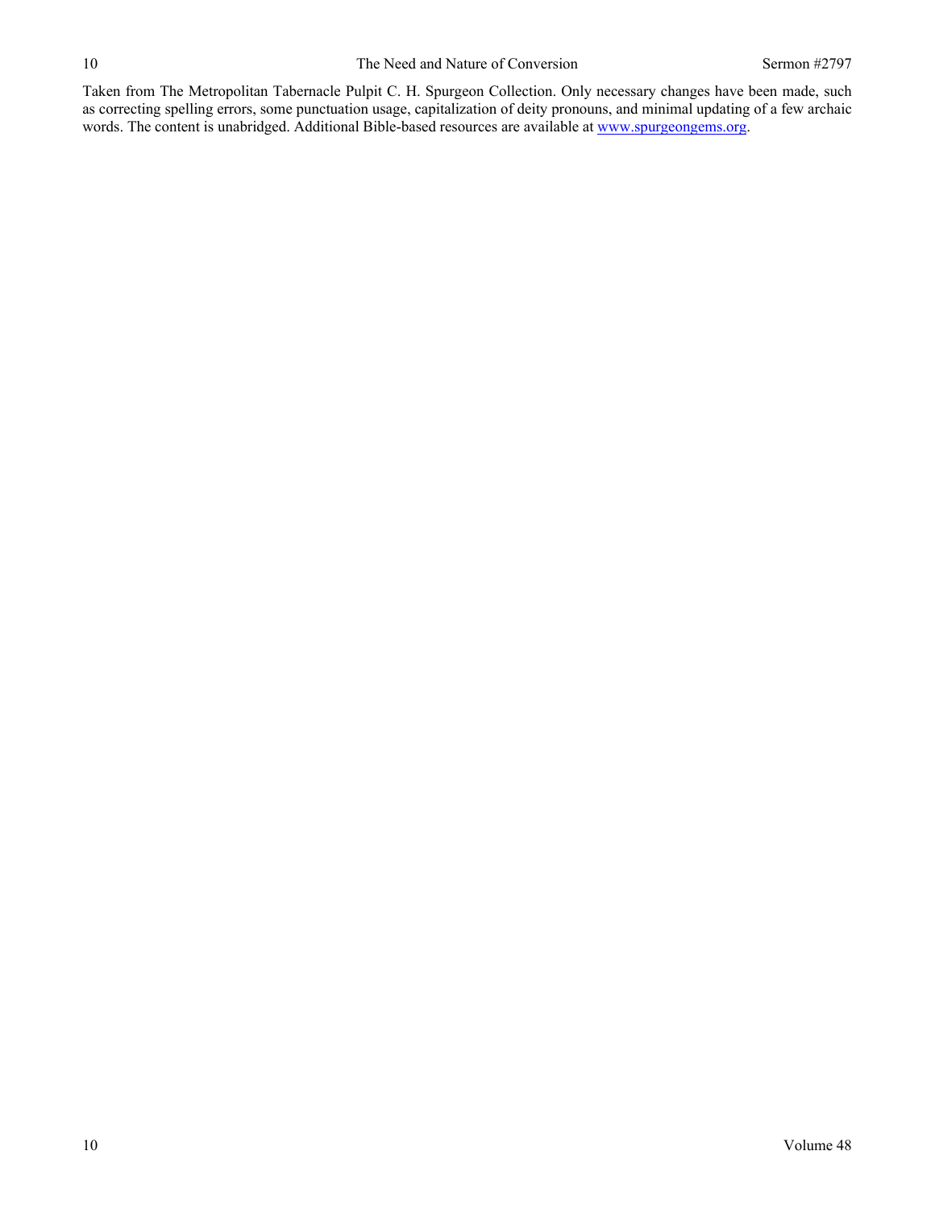Taken from The Metropolitan Tabernacle Pulpit C. H. Spurgeon Collection. Only necessary changes have been made, such as correcting spelling errors, some punctuation usage, capitalization of deity pronouns, and minimal updating of a few archaic words. The content is unabridged. Additional Bible-based resources are available at www.spurgeongems.org.